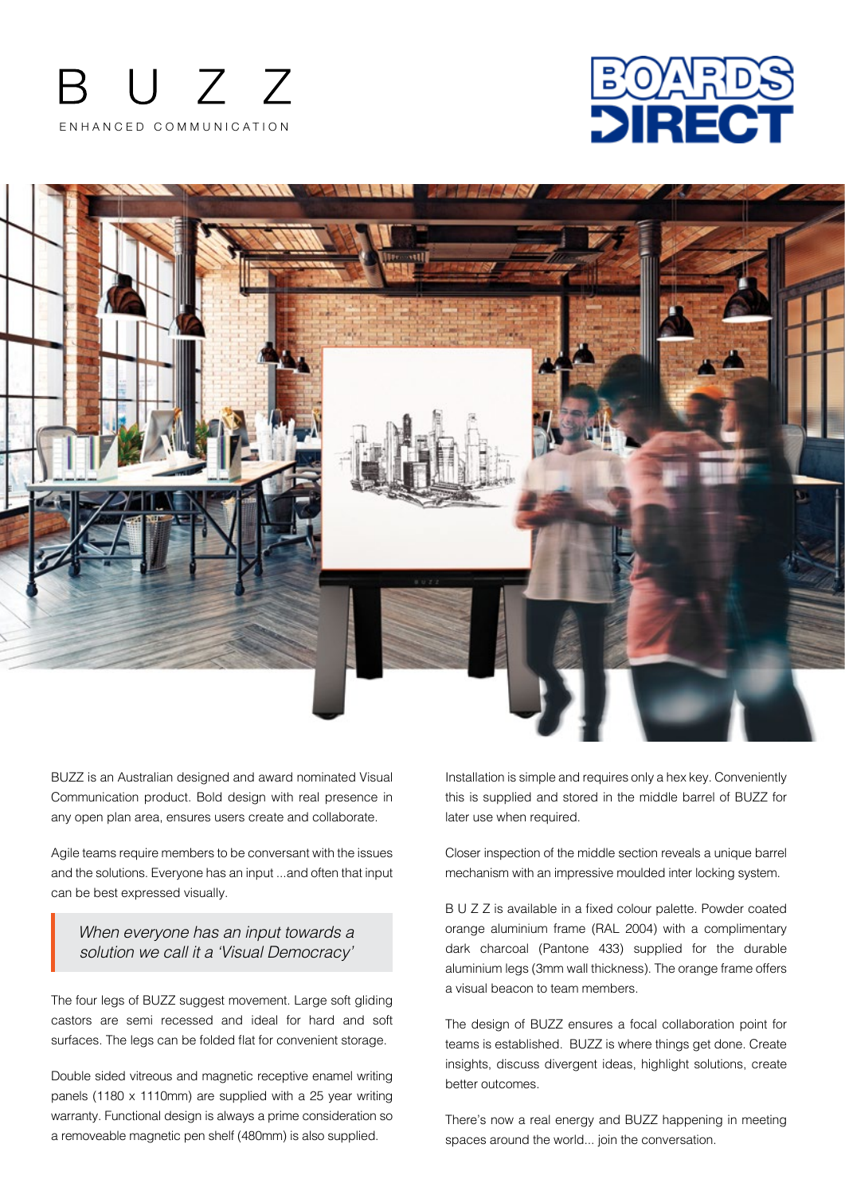# B U Z Z

ENHANCED COMMUNICATION

BOARDS DIRECT

BUZZ is an Australian designed and award nominated Visual Communication product. Bold design with real presence in any open plan area, ensures users create and collaborate.

Agile teams require members to be conversant with the issues and the solutions. Everyone has an input ...and often that input can be best expressed visually.

> *When everyone has an input towards a solution we call it a 'Visual Democracy'*

The four legs of BUZZ suggest movement. Large soft gliding castors are semi recessed and ideal for hard and soft surfaces. The legs can be folded flat for convenient storage.

Double sided vitreous and magnetic receptive enamel writing panels (1180 x 1110mm) are supplied with a 25 year writing warranty. Functional design is always a prime consideration so a removeable magnetic pen shelf (480mm) is also supplied.

Installation is simple and requires only a hex key. Conveniently this is supplied and stored in the middle barrel of BUZZ for later use when required.

Closer inspection of the middle section reveals a unique barrel mechanism with an impressive moulded inter locking system.

B U Z Z is available in a fixed colour palette. Powder coated orange aluminium frame (RAL 2004) with a complimentary dark charcoal (Pantone 433) supplied for the durable aluminium legs (3mm wall thickness). The orange frame offers a visual beacon to team members.

The design of BUZZ ensures a focal collaboration point for teams is established. BUZZ is where things get done. Create insights, discuss divergent ideas, highlight solutions, create better outcomes.

There's now a real energy and BUZZ happening in meeting spaces around the world... join the conversation.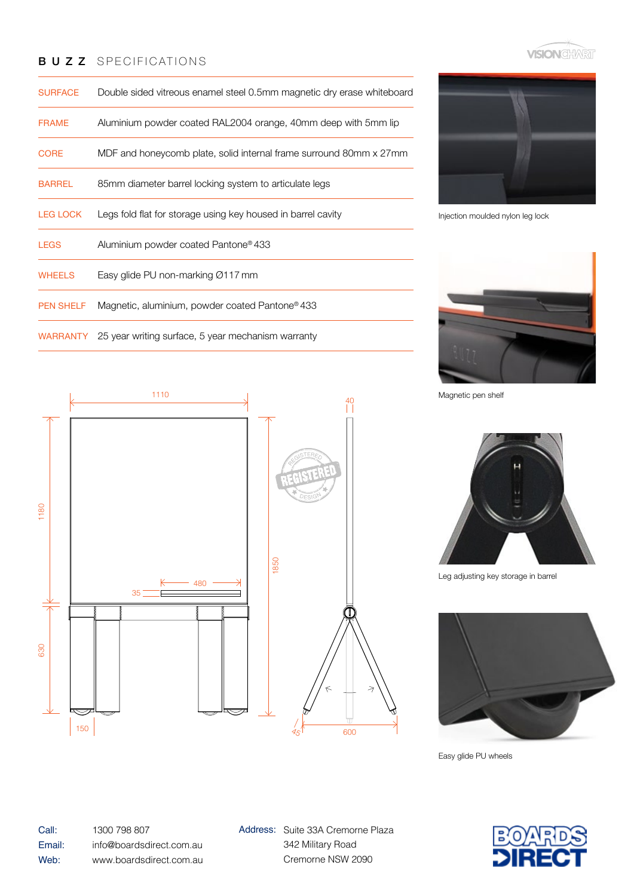## BUZZ SPECIFICATIONS

| | |
|---|---|
| SURFACE | Double sided vitreous enamel steel 0.5mm magnetic dry erase whiteboard |
| FRAME | Aluminium powder coated RAL2004 orange, 40mm deep with 5mm lip |
| CORE | MDF and honeycomb plate, solid internal frame surround 80mm x 27mm |
| BARREL | 85mm diameter barrel locking system to articulate legs |
| LEG LOCK | Legs fold flat for storage using key housed in barrel cavity |
| LEGS | Aluminium powder coated Pantone® 433 |
| WHEELS | Easy glide PU non-marking Ø117 mm |
| PEN SHELF | Magnetic, aluminium, powder coated Pantone® 433 |
| WARRANTY | 25 year writing surface, 5 year mechanism warranty |

1110
1180
630
150
480
35
1850
40
45
600

REGISTERED DESIGN

Injection moulded nylon leg lock

Magnetic pen shelf

Leg adjusting key storage in barrel

Easy glide PU wheels

Call: 1300 798 807
Email: info@boardsdirect.com.au
Web: www.boardsdirect.com.au

Address: Suite 33A Cremorne Plaza
342 Military Road
Cremorne NSW 2090

BOARDS DIRECT